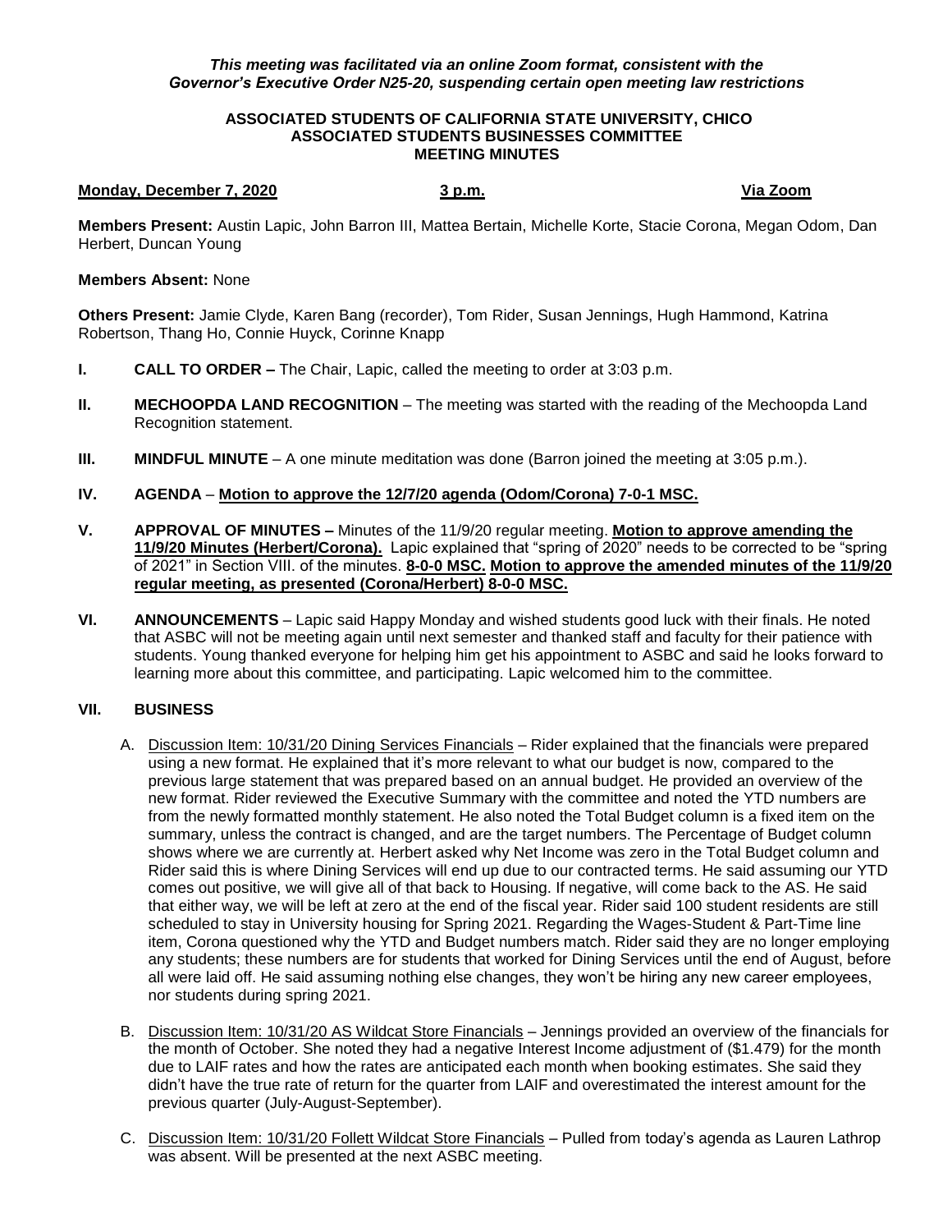*This meeting was facilitated via an online Zoom format, consistent with the Governor's Executive Order N25-20, suspending certain open meeting law restrictions*

**ASSOCIATED STUDENTS OF CALIFORNIA STATE UNIVERSITY, CHICO**
**ASSOCIATED STUDENTS BUSINESSES COMMITTEE**
**MEETING MINUTES**

**Monday, December 7, 2020** **3 p.m.** **Via Zoom**

**Members Present:** Austin Lapic, John Barron III, Mattea Bertain, Michelle Korte, Stacie Corona, Megan Odom, Dan Herbert, Duncan Young

**Members Absent:** None

**Others Present:** Jamie Clyde, Karen Bang (recorder), Tom Rider, Susan Jennings, Hugh Hammond, Katrina Robertson, Thang Ho, Connie Huyck, Corinne Knapp

**I. CALL TO ORDER –** The Chair, Lapic, called the meeting to order at 3:03 p.m.

**II. MECHOOPDA LAND RECOGNITION** – The meeting was started with the reading of the Mechoopda Land Recognition statement.

**III. MINDFUL MINUTE** – A one minute meditation was done (Barron joined the meeting at 3:05 p.m.).

**IV. AGENDA** – **Motion to approve the 12/7/20 agenda (Odom/Corona) 7-0-1 MSC.**

**V. APPROVAL OF MINUTES –** Minutes of the 11/9/20 regular meeting. **Motion to approve amending the 11/9/20 Minutes (Herbert/Corona).** Lapic explained that "spring of 2020" needs to be corrected to be "spring of 2021" in Section VIII. of the minutes. **8-0-0 MSC. Motion to approve the amended minutes of the 11/9/20 regular meeting, as presented (Corona/Herbert) 8-0-0 MSC.**

**VI. ANNOUNCEMENTS** – Lapic said Happy Monday and wished students good luck with their finals. He noted that ASBC will not be meeting again until next semester and thanked staff and faculty for their patience with students. Young thanked everyone for helping him get his appointment to ASBC and said he looks forward to learning more about this committee, and participating. Lapic welcomed him to the committee.

**VII. BUSINESS**

A. Discussion Item: 10/31/20 Dining Services Financials – Rider explained that the financials were prepared using a new format. He explained that it's more relevant to what our budget is now, compared to the previous large statement that was prepared based on an annual budget. He provided an overview of the new format. Rider reviewed the Executive Summary with the committee and noted the YTD numbers are from the newly formatted monthly statement. He also noted the Total Budget column is a fixed item on the summary, unless the contract is changed, and are the target numbers. The Percentage of Budget column shows where we are currently at. Herbert asked why Net Income was zero in the Total Budget column and Rider said this is where Dining Services will end up due to our contracted terms. He said assuming our YTD comes out positive, we will give all of that back to Housing. If negative, will come back to the AS. He said that either way, we will be left at zero at the end of the fiscal year. Rider said 100 student residents are still scheduled to stay in University housing for Spring 2021. Regarding the Wages-Student & Part-Time line item, Corona questioned why the YTD and Budget numbers match. Rider said they are no longer employing any students; these numbers are for students that worked for Dining Services until the end of August, before all were laid off. He said assuming nothing else changes, they won't be hiring any new career employees, nor students during spring 2021.

B. Discussion Item: 10/31/20 AS Wildcat Store Financials – Jennings provided an overview of the financials for the month of October. She noted they had a negative Interest Income adjustment of ($1.479) for the month due to LAIF rates and how the rates are anticipated each month when booking estimates. She said they didn't have the true rate of return for the quarter from LAIF and overestimated the interest amount for the previous quarter (July-August-September).

C. Discussion Item: 10/31/20 Follett Wildcat Store Financials – Pulled from today's agenda as Lauren Lathrop was absent. Will be presented at the next ASBC meeting.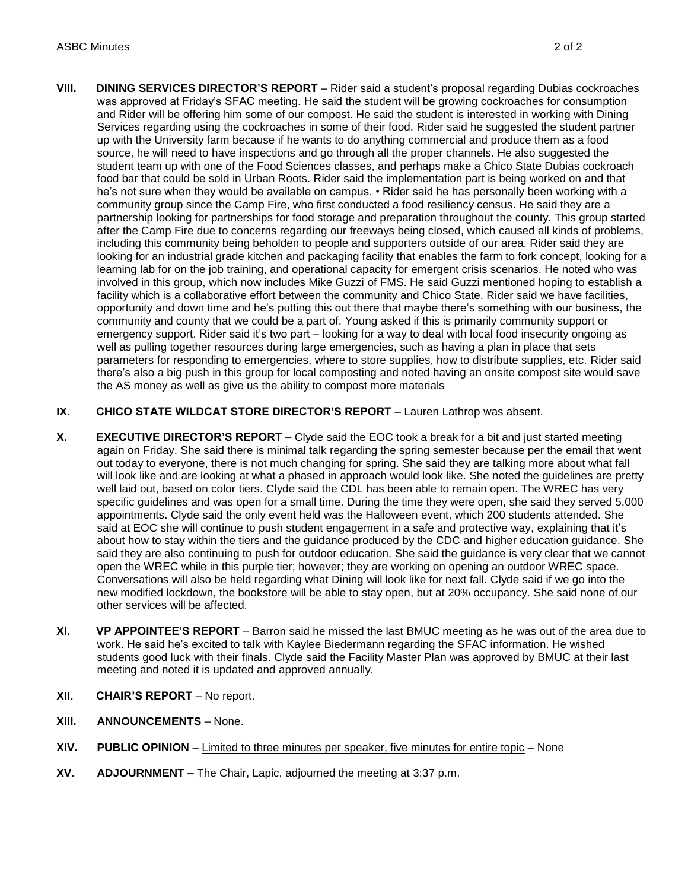**VIII. DINING SERVICES DIRECTOR'S REPORT** – Rider said a student's proposal regarding Dubias cockroaches was approved at Friday's SFAC meeting. He said the student will be growing cockroaches for consumption and Rider will be offering him some of our compost. He said the student is interested in working with Dining Services regarding using the cockroaches in some of their food. Rider said he suggested the student partner up with the University farm because if he wants to do anything commercial and produce them as a food source, he will need to have inspections and go through all the proper channels. He also suggested the student team up with one of the Food Sciences classes, and perhaps make a Chico State Dubias cockroach food bar that could be sold in Urban Roots. Rider said the implementation part is being worked on and that he's not sure when they would be available on campus. • Rider said he has personally been working with a community group since the Camp Fire, who first conducted a food resiliency census. He said they are a partnership looking for partnerships for food storage and preparation throughout the county. This group started after the Camp Fire due to concerns regarding our freeways being closed, which caused all kinds of problems, including this community being beholden to people and supporters outside of our area. Rider said they are looking for an industrial grade kitchen and packaging facility that enables the farm to fork concept, looking for a learning lab for on the job training, and operational capacity for emergent crisis scenarios. He noted who was involved in this group, which now includes Mike Guzzi of FMS. He said Guzzi mentioned hoping to establish a facility which is a collaborative effort between the community and Chico State. Rider said we have facilities, opportunity and down time and he's putting this out there that maybe there's something with our business, the community and county that we could be a part of. Young asked if this is primarily community support or emergency support. Rider said it's two part – looking for a way to deal with local food insecurity ongoing as well as pulling together resources during large emergencies, such as having a plan in place that sets parameters for responding to emergencies, where to store supplies, how to distribute supplies, etc. Rider said there's also a big push in this group for local composting and noted having an onsite compost site would save the AS money as well as give us the ability to compost more materials

**IX. CHICO STATE WILDCAT STORE DIRECTOR'S REPORT** – Lauren Lathrop was absent.

**X. EXECUTIVE DIRECTOR'S REPORT –** Clyde said the EOC took a break for a bit and just started meeting again on Friday. She said there is minimal talk regarding the spring semester because per the email that went out today to everyone, there is not much changing for spring. She said they are talking more about what fall will look like and are looking at what a phased in approach would look like. She noted the guidelines are pretty well laid out, based on color tiers. Clyde said the CDL has been able to remain open. The WREC has very specific guidelines and was open for a small time. During the time they were open, she said they served 5,000 appointments. Clyde said the only event held was the Halloween event, which 200 students attended. She said at EOC she will continue to push student engagement in a safe and protective way, explaining that it's about how to stay within the tiers and the guidance produced by the CDC and higher education guidance. She said they are also continuing to push for outdoor education. She said the guidance is very clear that we cannot open the WREC while in this purple tier; however; they are working on opening an outdoor WREC space. Conversations will also be held regarding what Dining will look like for next fall. Clyde said if we go into the new modified lockdown, the bookstore will be able to stay open, but at 20% occupancy. She said none of our other services will be affected.

**XI. VP APPOINTEE'S REPORT** – Barron said he missed the last BMUC meeting as he was out of the area due to work. He said he's excited to talk with Kaylee Biedermann regarding the SFAC information. He wished students good luck with their finals. Clyde said the Facility Master Plan was approved by BMUC at their last meeting and noted it is updated and approved annually.

**XII. CHAIR'S REPORT** – No report.

**XIII. ANNOUNCEMENTS** – None.

**XIV. PUBLIC OPINION** – Limited to three minutes per speaker, five minutes for entire topic – None

**XV. ADJOURNMENT –** The Chair, Lapic, adjourned the meeting at 3:37 p.m.